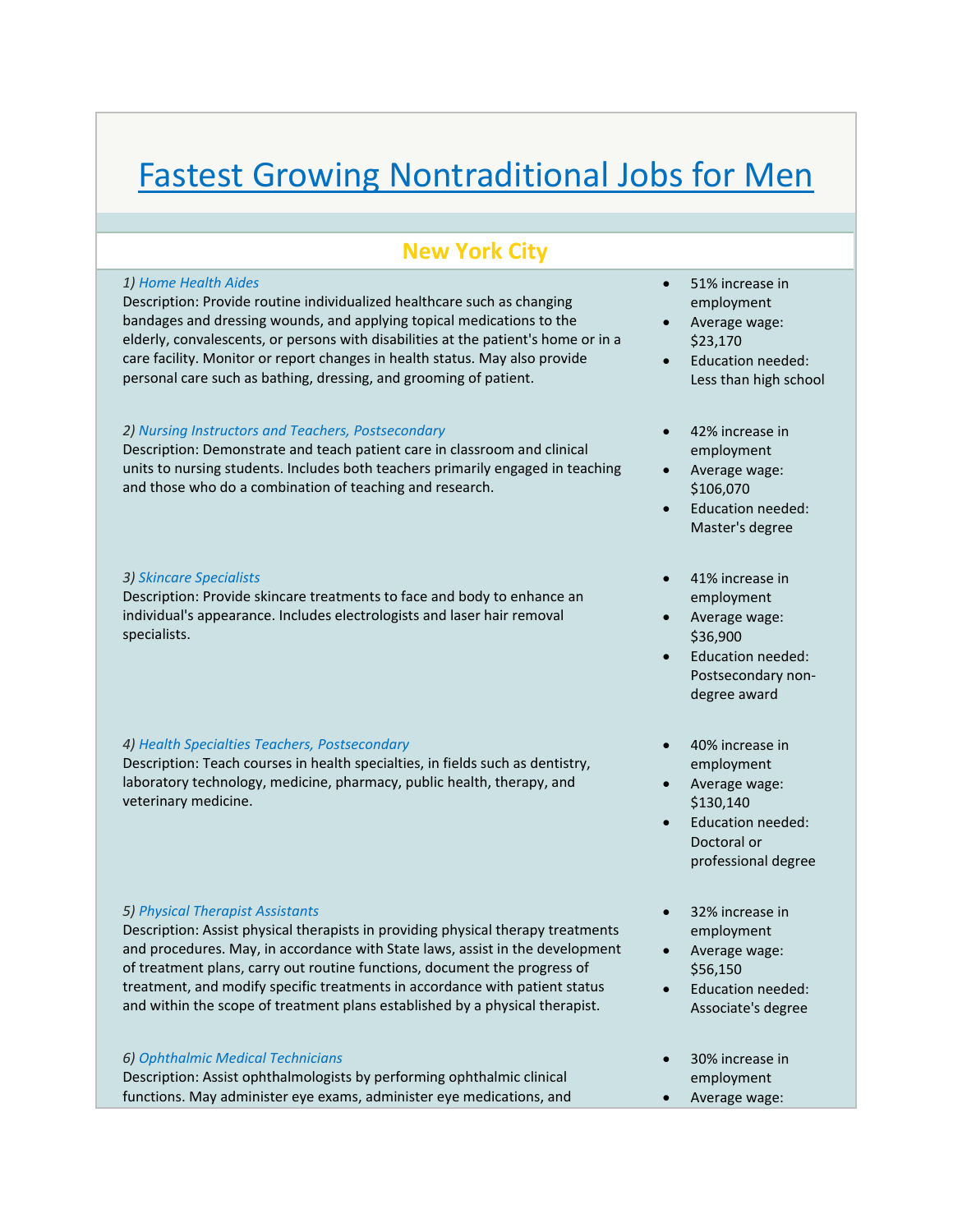# Fastest Growing Nontraditional Jobs for Men

## New York City

*1) Home Health Aides*

Description: Provide routine individualized healthcare such as changing bandages and dressing wounds, and applying topical medications to the elderly, convalescents, or persons with disabilities at the patient's home or in a care facility. Monitor or report changes in health status. May also provide personal care such as bathing, dressing, and grooming of patient.

- 51% increase in employment
- Average wage: $23,170
- Education needed: Less than high school

*2) Nursing Instructors and Teachers, Postsecondary*

Description: Demonstrate and teach patient care in classroom and clinical units to nursing students. Includes both teachers primarily engaged in teaching and those who do a combination of teaching and research.

- 42% increase in employment
- Average wage: $106,070
- Education needed: Master's degree

*3) Skincare Specialists*

Description: Provide skincare treatments to face and body to enhance an individual's appearance. Includes electrologists and laser hair removal specialists.

- 41% increase in employment
- Average wage: $36,900
- Education needed: Postsecondary non-degree award

*4) Health Specialties Teachers, Postsecondary*

Description: Teach courses in health specialties, in fields such as dentistry, laboratory technology, medicine, pharmacy, public health, therapy, and veterinary medicine.

- 40% increase in employment
- Average wage: $130,140
- Education needed: Doctoral or professional degree

*5) Physical Therapist Assistants*

Description: Assist physical therapists in providing physical therapy treatments and procedures. May, in accordance with State laws, assist in the development of treatment plans, carry out routine functions, document the progress of treatment, and modify specific treatments in accordance with patient status and within the scope of treatment plans established by a physical therapist.

- 32% increase in employment
- Average wage: $56,150
- Education needed: Associate's degree

*6) Ophthalmic Medical Technicians*

Description: Assist ophthalmologists by performing ophthalmic clinical functions. May administer eye exams, administer eye medications, and

- 30% increase in employment
- Average wage: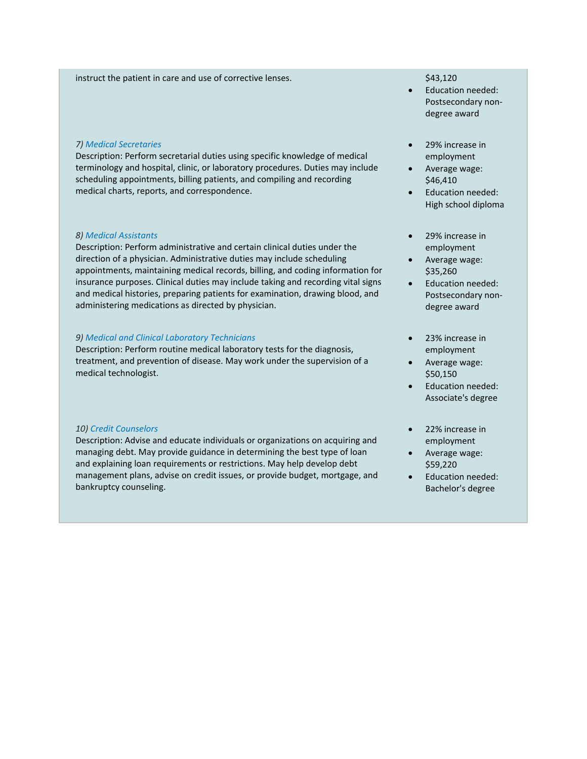instruct the patient in care and use of corrective lenses.

- $43,120
- Education needed: Postsecondary non-degree award

*7) Medical Secretaries*

Description: Perform secretarial duties using specific knowledge of medical terminology and hospital, clinic, or laboratory procedures. Duties may include scheduling appointments, billing patients, and compiling and recording medical charts, reports, and correspondence.

- 29% increase in employment
- Average wage: $46,410
- Education needed: High school diploma

*8) Medical Assistants*

Description: Perform administrative and certain clinical duties under the direction of a physician. Administrative duties may include scheduling appointments, maintaining medical records, billing, and coding information for insurance purposes. Clinical duties may include taking and recording vital signs and medical histories, preparing patients for examination, drawing blood, and administering medications as directed by physician.

- 29% increase in employment
- Average wage: $35,260
- Education needed: Postsecondary non-degree award

*9) Medical and Clinical Laboratory Technicians*

Description: Perform routine medical laboratory tests for the diagnosis, treatment, and prevention of disease. May work under the supervision of a medical technologist.

- 23% increase in employment
- Average wage: $50,150
- Education needed: Associate's degree

*10) Credit Counselors*

Description: Advise and educate individuals or organizations on acquiring and managing debt. May provide guidance in determining the best type of loan and explaining loan requirements or restrictions. May help develop debt management plans, advise on credit issues, or provide budget, mortgage, and bankruptcy counseling.

- 22% increase in employment
- Average wage: $59,220
- Education needed: Bachelor's degree